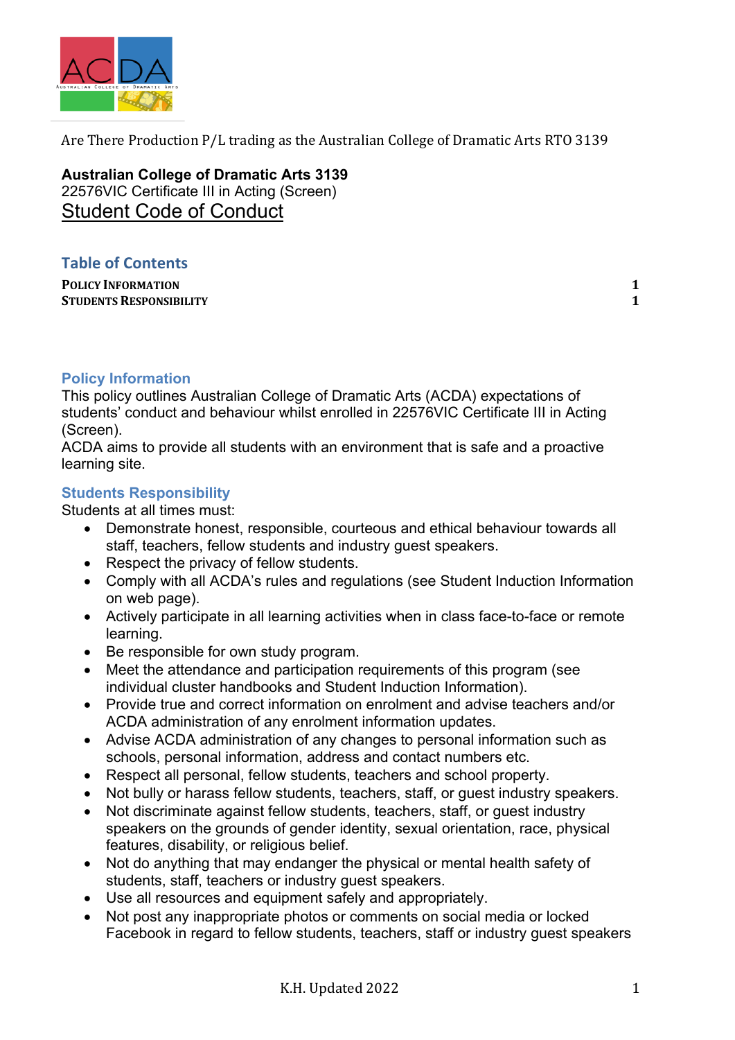Are There Production P/L trading as the Australian College of Dramatic Arts RTO 3139

**Australian College of Dramatic Arts 3139**
22576VIC Certificate III in Acting (Screen)

# Student Code of Conduct

## Table of Contents

| | |
|---|---|
| **POLICY INFORMATION** | **1** |
| **STUDENTS RESPONSIBILITY** | **1** |

## Policy Information

This policy outlines Australian College of Dramatic Arts (ACDA) expectations of students' conduct and behaviour whilst enrolled in 22576VIC Certificate III in Acting (Screen).
ACDA aims to provide all students with an environment that is safe and a proactive learning site.

## Students Responsibility

Students at all times must:

- Demonstrate honest, responsible, courteous and ethical behaviour towards all staff, teachers, fellow students and industry guest speakers.
- Respect the privacy of fellow students.
- Comply with all ACDA's rules and regulations (see Student Induction Information on web page).
- Actively participate in all learning activities when in class face-to-face or remote learning.
- Be responsible for own study program.
- Meet the attendance and participation requirements of this program (see individual cluster handbooks and Student Induction Information).
- Provide true and correct information on enrolment and advise teachers and/or ACDA administration of any enrolment information updates.
- Advise ACDA administration of any changes to personal information such as schools, personal information, address and contact numbers etc.
- Respect all personal, fellow students, teachers and school property.
- Not bully or harass fellow students, teachers, staff, or guest industry speakers.
- Not discriminate against fellow students, teachers, staff, or guest industry speakers on the grounds of gender identity, sexual orientation, race, physical features, disability, or religious belief.
- Not do anything that may endanger the physical or mental health safety of students, staff, teachers or industry guest speakers.
- Use all resources and equipment safely and appropriately.
- Not post any inappropriate photos or comments on social media or locked Facebook in regard to fellow students, teachers, staff or industry guest speakers

K.H. Updated 2022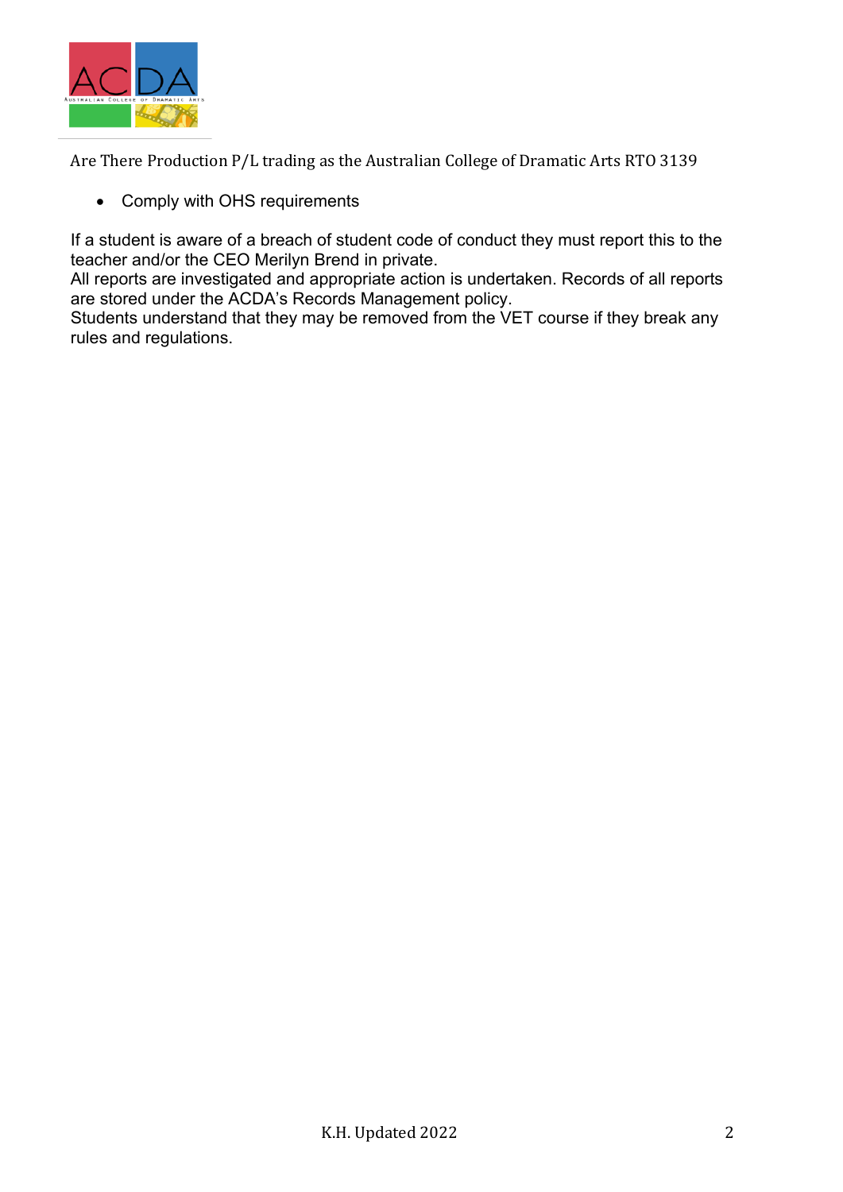- Comply with OHS requirements

If a student is aware of a breach of student code of conduct they must report this to the teacher and/or the CEO Merilyn Brend in private.
All reports are investigated and appropriate action is undertaken. Records of all reports are stored under the ACDA's Records Management policy.
Students understand that they may be removed from the VET course if they break any rules and regulations.